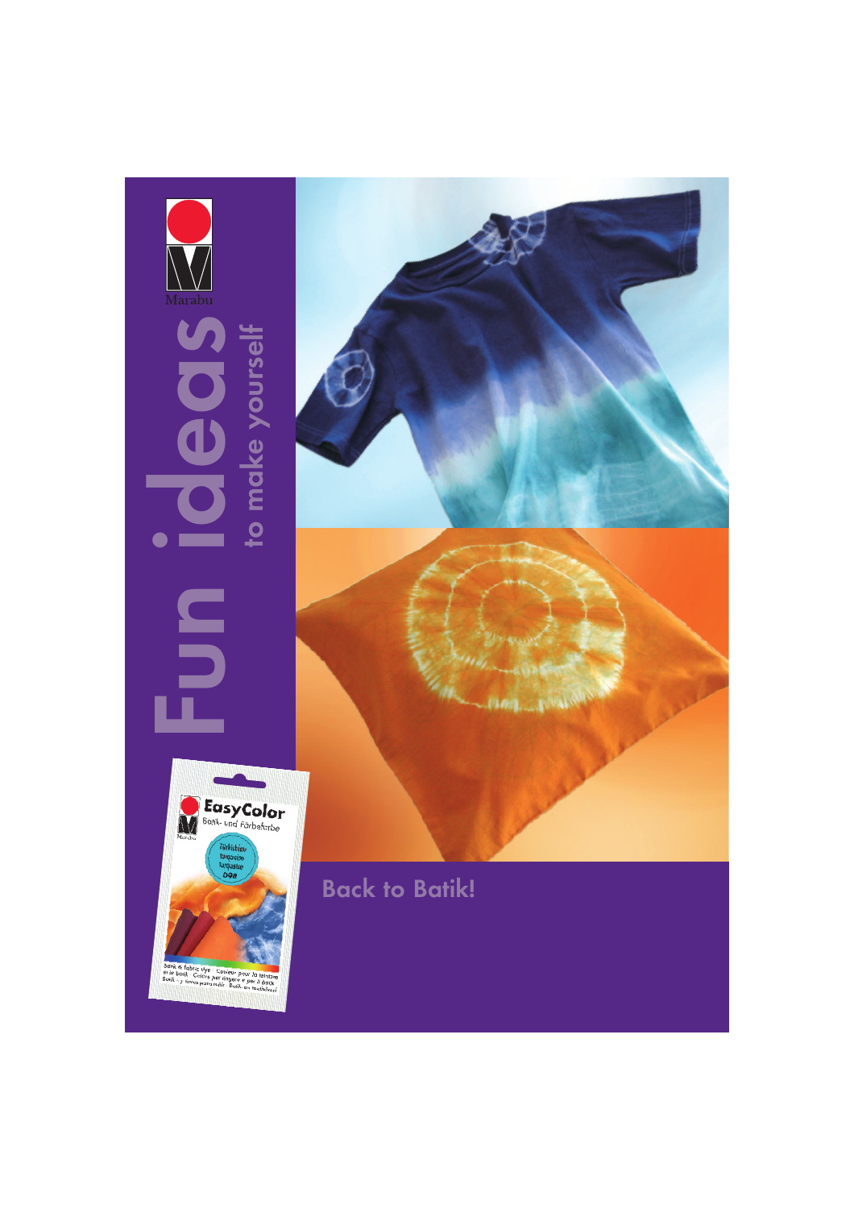Marabu

# Fun ideas

## to make yourself

EasyColor
Batik- und Färbefarbe

Türkisblau
turquoise
turquoise
098

Batik & fabric dye · Couleur pour la teinture et le batik · Colore per tingere e per il batik · Batik- y tintes para teñir · Batik- en textielverf

## Back to Batik!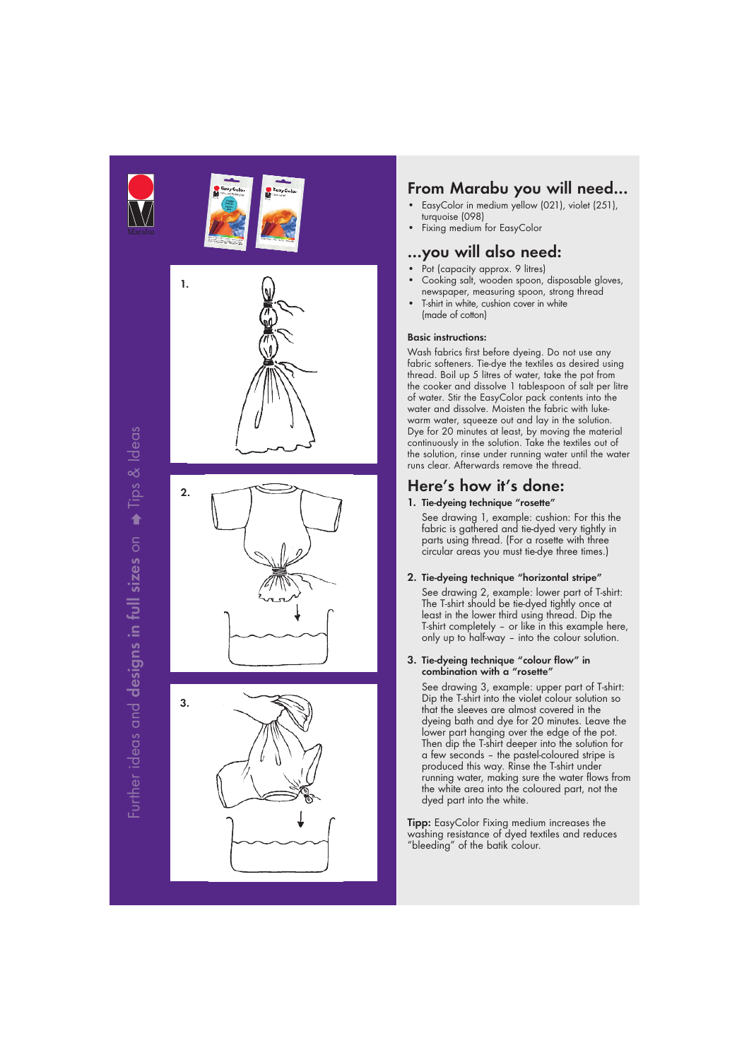Further ideas and **designs in full sizes** on Tips & Ideas

1.

2.

3.

## From Marabu you will need...

- EasyColor in medium yellow (021), violet (251), turquoise (098)
- Fixing medium for EasyColor

## ...you will also need:

- Pot (capacity approx. 9 litres)
- Cooking salt, wooden spoon, disposable gloves, newspaper, measuring spoon, strong thread
- T-shirt in white, cushion cover in white (made of cotton)

**Basic instructions:**

Wash fabrics first before dyeing. Do not use any fabric softeners. Tie-dye the textiles as desired using thread. Boil up 5 litres of water, take the pot from the cooker and dissolve 1 tablespoon of salt per litre of water. Stir the EasyColor pack contents into the water and dissolve. Moisten the fabric with luke-warm water, squeeze out and lay in the solution. Dye for 20 minutes at least, by moving the material continuously in the solution. Take the textiles out of the solution, rinse under running water until the water runs clear. Afterwards remove the thread.

## Here's how it's done:

1. **Tie-dyeing technique "rosette"**

   See drawing 1, example: cushion: For this the fabric is gathered and tie-dyed very tightly in parts using thread. (For a rosette with three circular areas you must tie-dye three times.)

2. **Tie-dyeing technique "horizontal stripe"**

   See drawing 2, example: lower part of T-shirt: The T-shirt should be tie-dyed tightly once at least in the lower third using thread. Dip the T-shirt completely – or like in this example here, only up to half-way – into the colour solution.

3. **Tie-dyeing technique "colour flow" in combination with a "rosette"**

   See drawing 3, example: upper part of T-shirt: Dip the T-shirt into the violet colour solution so that the sleeves are almost covered in the dyeing bath and dye for 20 minutes. Leave the lower part hanging over the edge of the pot. Then dip the T-shirt deeper into the solution for a few seconds – the pastel-coloured stripe is produced this way. Rinse the T-shirt under running water, making sure the water flows from the white area into the coloured part, not the dyed part into the white.

**Tipp:** EasyColor Fixing medium increases the washing resistance of dyed textiles and reduces "bleeding" of the batik colour.